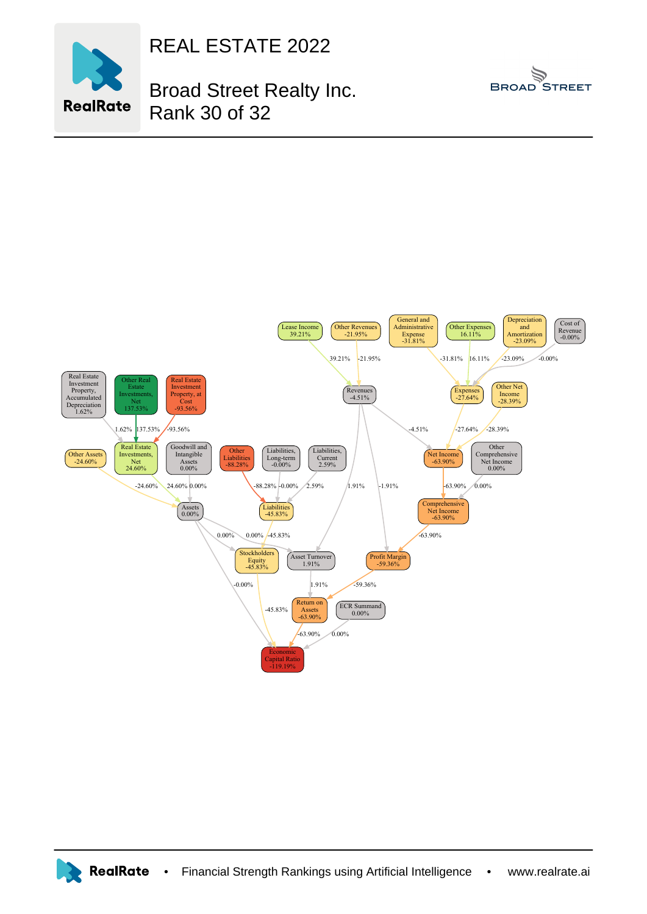# REAL ESTATE 2022

## Broad Street Realty Inc.
## Rank 30 of 32

Lease Income 39.21%

Other Revenues -21.95%

General and Administrative Expense -31.81%

Other Expenses 16.11%

Depreciation and Amortization -23.09%

Cost of Revenue -0.00%

Revenues -4.51%

Expenses -27.64%

Other Net Income -28.39%

Real Estate Investment Property, Accumulated Depreciation 1.62%

Other Real Estate Investments, Net 137.53%

Real Estate Investment Property, at Cost -93.56%

Other Assets -24.60%

Real Estate Investments, Net 24.60%

Goodwill and Intangible Assets 0.00%

Other Liabilities -88.28%

Liabilities, Long-term -0.00%

Liabilities, Current 2.59%

Net Income -63.90%

Other Comprehensive Net Income 0.00%

Assets 0.00%

Liabilities -45.83%

Comprehensive Net Income -63.90%

Stockholders Equity -45.83%

Asset Turnover 1.91%

Profit Margin -59.36%

Return on Assets -63.90%

ECR Summand 0.00%

Economic Capital Ratio -119.19%

RealRate • Financial Strength Rankings using Artificial Intelligence • www.realrate.ai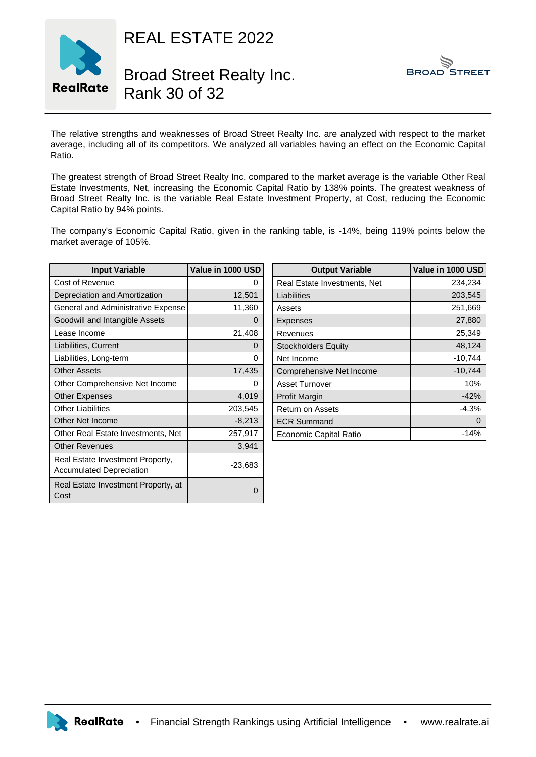# REAL ESTATE 2022

## Broad Street Realty Inc.
## Rank 30 of 32

The relative strengths and weaknesses of Broad Street Realty Inc. are analyzed with respect to the market average, including all of its competitors. We analyzed all variables having an effect on the Economic Capital Ratio.

The greatest strength of Broad Street Realty Inc. compared to the market average is the variable Other Real Estate Investments, Net, increasing the Economic Capital Ratio by 138% points. The greatest weakness of Broad Street Realty Inc. is the variable Real Estate Investment Property, at Cost, reducing the Economic Capital Ratio by 94% points.

The company's Economic Capital Ratio, given in the ranking table, is -14%, being 119% points below the market average of 105%.

| Input Variable | Value in 1000 USD |
|---|---|
| Cost of Revenue | 0 |
| Depreciation and Amortization | 12,501 |
| General and Administrative Expense | 11,360 |
| Goodwill and Intangible Assets | 0 |
| Lease Income | 21,408 |
| Liabilities, Current | 0 |
| Liabilities, Long-term | 0 |
| Other Assets | 17,435 |
| Other Comprehensive Net Income | 0 |
| Other Expenses | 4,019 |
| Other Liabilities | 203,545 |
| Other Net Income | -8,213 |
| Other Real Estate Investments, Net | 257,917 |
| Other Revenues | 3,941 |
| Real Estate Investment Property, Accumulated Depreciation | -23,683 |
| Real Estate Investment Property, at Cost | 0 |

| Output Variable | Value in 1000 USD |
|---|---|
| Real Estate Investments, Net | 234,234 |
| Liabilities | 203,545 |
| Assets | 251,669 |
| Expenses | 27,880 |
| Revenues | 25,349 |
| Stockholders Equity | 48,124 |
| Net Income | -10,744 |
| Comprehensive Net Income | -10,744 |
| Asset Turnover | 10% |
| Profit Margin | -42% |
| Return on Assets | -4.3% |
| ECR Summand | 0 |
| Economic Capital Ratio | -14% |